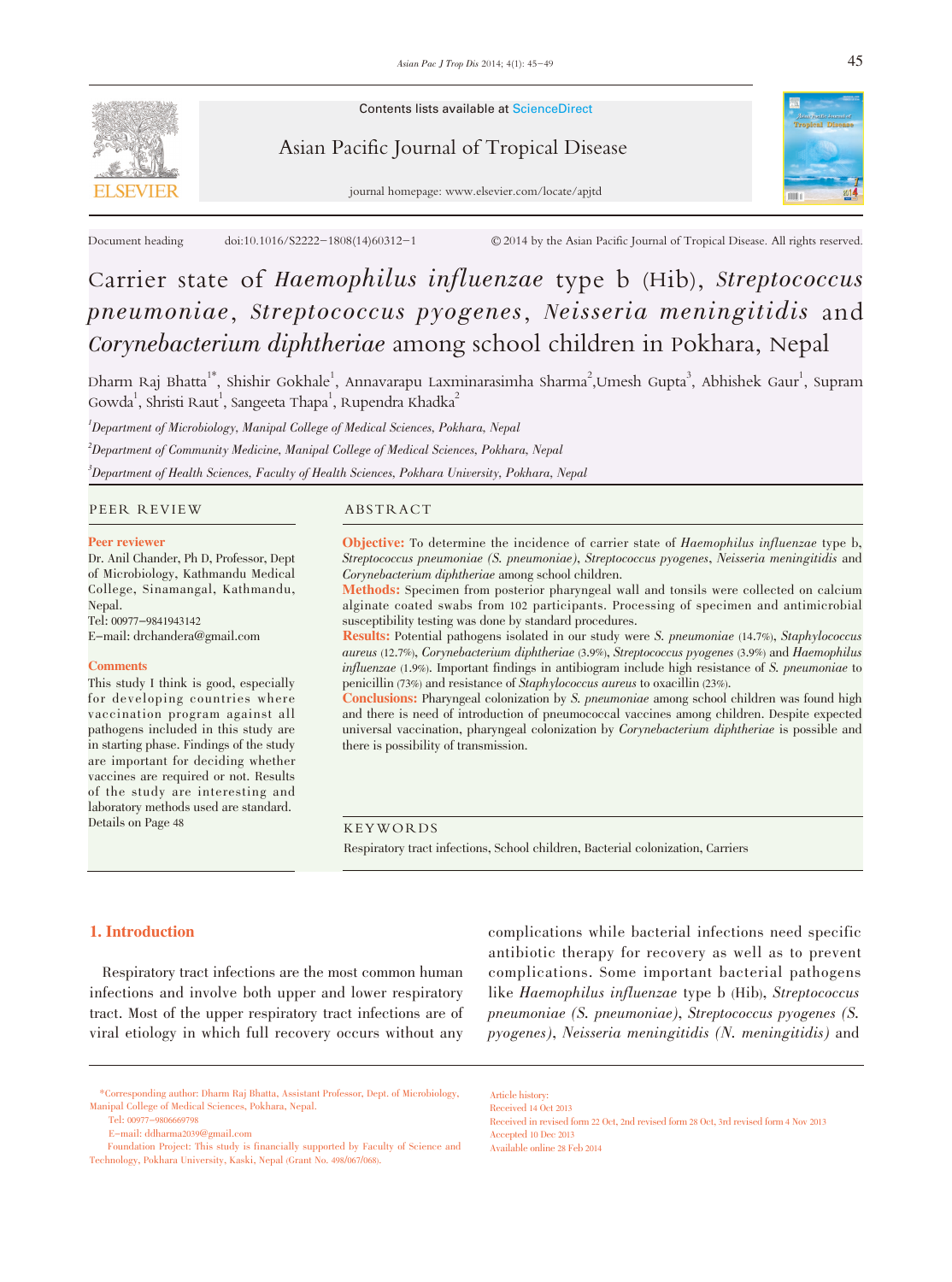Document heading doi:10.1016/S2222-1808(14)60312-1 © 2014 by the Asian Pacific Journal of Tropical Disease. All rights reserved.

# Carrier state of *Haemophilus influenzae* type b (Hib), *Streptococcus pneumoniae*, *Streptococcus pyogenes*, *Neisseria meningitidis* and *Corynebacterium diphtheriae* among school children in Pokhara, Nepal

Dharm Raj Bhatta[1*], Shishir Gokhale[1], Annavarapu Laxminarasimha Sharma[2], Umesh Gupta[3], Abhishek Gaur[1], Supram Gowda[1], Shristi Raut[1], Sangeeta Thapa[1], Rupendra Khadka[2]

[1]*Department of Microbiology, Manipal College of Medical Sciences, Pokhara, Nepal*

[2]*Department of Community Medicine, Manipal College of Medical Sciences, Pokhara, Nepal*

[3]*Department of Health Sciences, Faculty of Health Sciences, Pokhara University, Pokhara, Nepal*

## PEER REVIEW

**Peer reviewer**

Dr. Anil Chander, Ph D, Professor, Dept of Microbiology, Kathmandu Medical College, Sinamangal, Kathmandu, Nepal.
Tel: 00977-9841943142
E-mail: drchandera@gmail.com

**Comments**

This study I think is good, especially for developing countries where vaccination program against all pathogens included in this study are in starting phase. Findings of the study are important for deciding whether vaccines are required or not. Results of the study are interesting and laboratory methods used are standard.
Details on Page 48

## ABSTRACT

**Objective:** To determine the incidence of carrier state of *Haemophilus influenzae* type b, *Streptococcus pneumoniae (S. pneumoniae)*, *Streptococcus pyogenes*, *Neisseria meningitidis* and *Corynebacterium diphtheriae* among school children.

**Methods:** Specimen from posterior pharyngeal wall and tonsils were collected on calcium alginate coated swabs from 102 participants. Processing of specimen and antimicrobial susceptibility testing was done by standard procedures.

**Results:** Potential pathogens isolated in our study were *S. pneumoniae* (14.7%), *Staphylococcus aureus* (12.7%), *Corynebacterium diphtheriae* (3.9%), *Streptococcus pyogenes* (3.9%) and *Haemophilus influenzae* (1.9%). Important findings in antibiogram include high resistance of *S. pneumoniae* to penicillin (73%) and resistance of *Staphylococcus aureus* to oxacillin (23%).

**Conclusions:** Pharyngeal colonization by *S. pneumoniae* among school children was found high and there is need of introduction of pneumococcal vaccines among children. Despite expected universal vaccination, pharyngeal colonization by *Corynebacterium diphtheriae* is possible and there is possibility of transmission.

## KEYWORDS

Respiratory tract infections, School children, Bacterial colonization, Carriers

## 1. Introduction

Respiratory tract infections are the most common human infections and involve both upper and lower respiratory tract. Most of the upper respiratory tract infections are of viral etiology in which full recovery occurs without any complications while bacterial infections need specific antibiotic therapy for recovery as well as to prevent complications. Some important bacterial pathogens like *Haemophilus influenzae* type b (Hib), *Streptococcus pneumoniae (S. pneumoniae)*, *Streptococcus pyogenes (S. pyogenes)*, *Neisseria meningitidis (N. meningitidis)* and

\*Corresponding author: Dharm Raj Bhatta, Assistant Professor, Dept. of Microbiology, Manipal College of Medical Sciences, Pokhara, Nepal.
Tel: 00977-9806669798
E-mail: ddharma2039@gmail.com
Foundation Project: This study is financially supported by Faculty of Science and Technology, Pokhara University, Kaski, Nepal (Grant No. 498/067/068).

Article history:
Received 14 Oct 2013
Received in revised form 22 Oct, 2nd revised form 28 Oct, 3rd revised form 4 Nov 2013
Accepted 10 Dec 2013
Available online 28 Feb 2014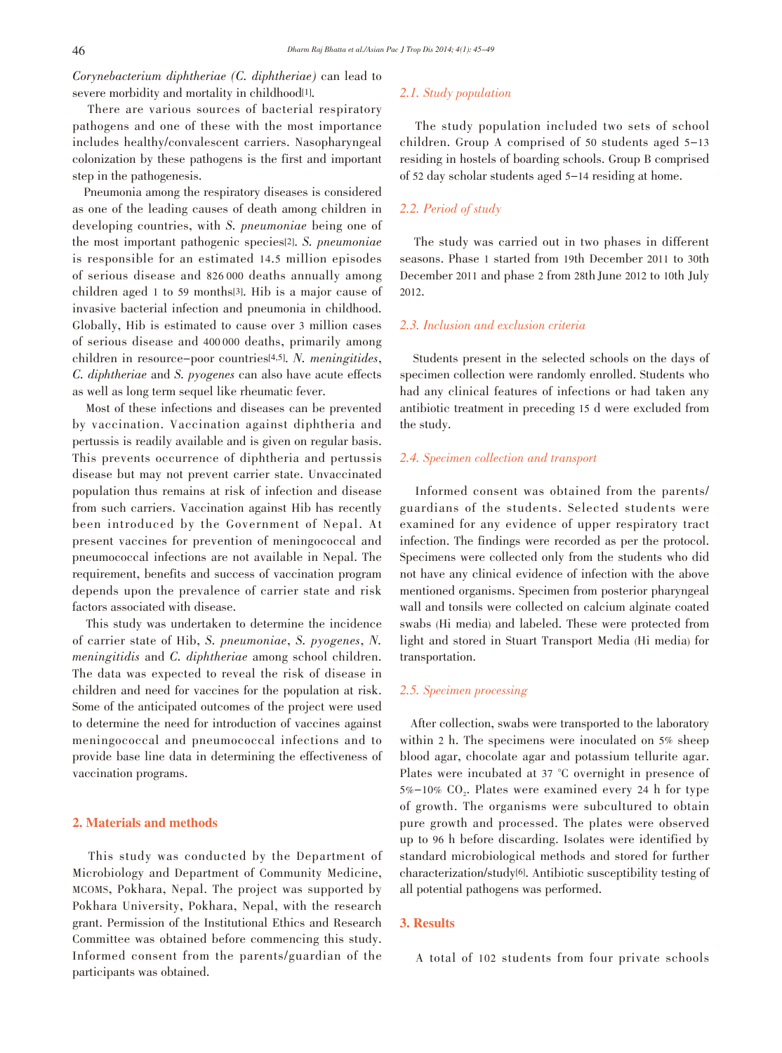*Corynebacterium diphtheriae (C. diphtheriae)* can lead to severe morbidity and mortality in childhood[1].

There are various sources of bacterial respiratory pathogens and one of these with the most importance includes healthy/convalescent carriers. Nasopharyngeal colonization by these pathogens is the first and important step in the pathogenesis.

Pneumonia among the respiratory diseases is considered as one of the leading causes of death among children in developing countries, with *S. pneumoniae* being one of the most important pathogenic species[2]. *S. pneumoniae* is responsible for an estimated 14.5 million episodes of serious disease and 826 000 deaths annually among children aged 1 to 59 months[3]. Hib is a major cause of invasive bacterial infection and pneumonia in childhood. Globally, Hib is estimated to cause over 3 million cases of serious disease and 400 000 deaths, primarily among children in resource-poor countries[4,5]. *N. meningitides*, *C. diphtheriae* and *S. pyogenes* can also have acute effects as well as long term sequel like rheumatic fever.

Most of these infections and diseases can be prevented by vaccination. Vaccination against diphtheria and pertussis is readily available and is given on regular basis. This prevents occurrence of diphtheria and pertussis disease but may not prevent carrier state. Unvaccinated population thus remains at risk of infection and disease from such carriers. Vaccination against Hib has recently been introduced by the Government of Nepal. At present vaccines for prevention of meningococcal and pneumococcal infections are not available in Nepal. The requirement, benefits and success of vaccination program depends upon the prevalence of carrier state and risk factors associated with disease.

This study was undertaken to determine the incidence of carrier state of Hib, *S. pneumoniae*, *S. pyogenes*, *N. meningitidis* and *C. diphtheriae* among school children. The data was expected to reveal the risk of disease in children and need for vaccines for the population at risk. Some of the anticipated outcomes of the project were used to determine the need for introduction of vaccines against meningococcal and pneumococcal infections and to provide base line data in determining the effectiveness of vaccination programs.

## 2. Materials and methods

This study was conducted by the Department of Microbiology and Department of Community Medicine, MCOMS, Pokhara, Nepal. The project was supported by Pokhara University, Pokhara, Nepal, with the research grant. Permission of the Institutional Ethics and Research Committee was obtained before commencing this study. Informed consent from the parents/guardian of the participants was obtained.

### 2.1. Study population

The study population included two sets of school children. Group A comprised of 50 students aged 5–13 residing in hostels of boarding schools. Group B comprised of 52 day scholar students aged 5–14 residing at home.

### 2.2. Period of study

The study was carried out in two phases in different seasons. Phase 1 started from 19th December 2011 to 30th December 2011 and phase 2 from 28th June 2012 to 10th July 2012.

### 2.3. Inclusion and exclusion criteria

Students present in the selected schools on the days of specimen collection were randomly enrolled. Students who had any clinical features of infections or had taken any antibiotic treatment in preceding 15 d were excluded from the study.

### 2.4. Specimen collection and transport

Informed consent was obtained from the parents/guardians of the students. Selected students were examined for any evidence of upper respiratory tract infection. The findings were recorded as per the protocol. Specimens were collected only from the students who did not have any clinical evidence of infection with the above mentioned organisms. Specimen from posterior pharyngeal wall and tonsils were collected on calcium alginate coated swabs (Hi media) and labeled. These were protected from light and stored in Stuart Transport Media (Hi media) for transportation.

### 2.5. Specimen processing

After collection, swabs were transported to the laboratory within 2 h. The specimens were inoculated on 5% sheep blood agar, chocolate agar and potassium tellurite agar. Plates were incubated at 37 °C overnight in presence of 5%–10% $CO_2$. Plates were examined every 24 h for type of growth. The organisms were subcultured to obtain pure growth and processed. The plates were observed up to 96 h before discarding. Isolates were identified by standard microbiological methods and stored for further characterization/study[6]. Antibiotic susceptibility testing of all potential pathogens was performed.

## 3. Results

A total of 102 students from four private schools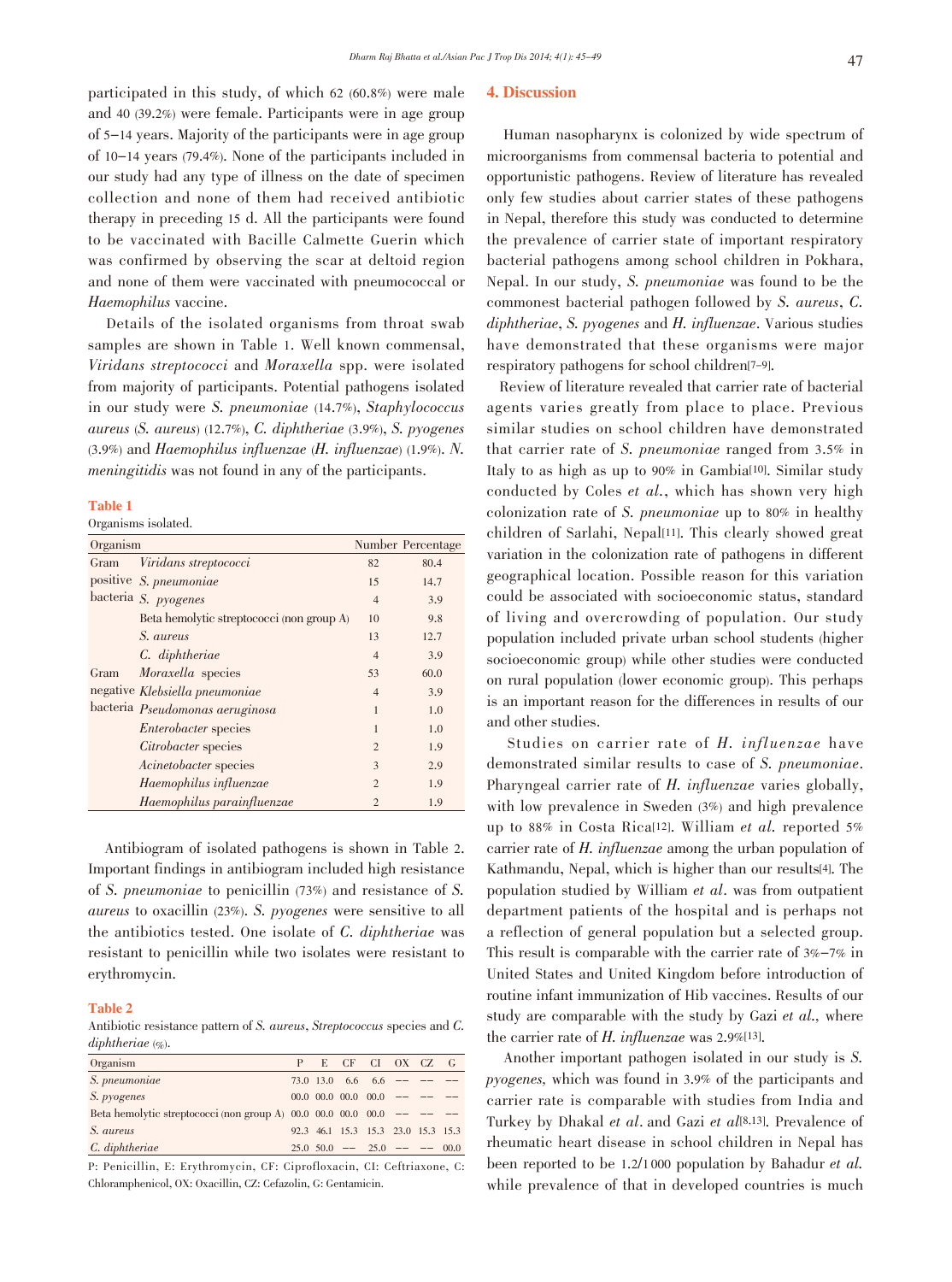participated in this study, of which 62 (60.8%) were male and 40 (39.2%) were female. Participants were in age group of 5–14 years. Majority of the participants were in age group of 10–14 years (79.4%). None of the participants included in our study had any type of illness on the date of specimen collection and none of them had received antibiotic therapy in preceding 15 d. All the participants were found to be vaccinated with Bacille Calmette Guerin which was confirmed by observing the scar at deltoid region and none of them were vaccinated with pneumococcal or *Haemophilus* vaccine.

Details of the isolated organisms from throat swab samples are shown in Table 1. Well known commensal, *Viridans streptococci* and *Moraxella* spp. were isolated from majority of participants. Potential pathogens isolated in our study were *S. pneumoniae* (14.7%), *Staphylococcus aureus* (*S. aureus*) (12.7%), *C. diphtheriae* (3.9%), *S. pyogenes* (3.9%) and *Haemophilus influenzae* (*H. influenzae*) (1.9%). *N. meningitidis* was not found in any of the participants.

**Table 1**

Organisms isolated.

| Organism | | Number | Percentage |
|---|---|---|---|
| Gram positive bacteria | *Viridans streptococci* | 82 | 80.4 |
| | *S. pneumoniae* | 15 | 14.7 |
| | *S. pyogenes* | 4 | 3.9 |
| | Beta hemolytic streptococci (non group A) | 10 | 9.8 |
| | *S. aureus* | 13 | 12.7 |
| | *C. diphtheriae* | 4 | 3.9 |
| Gram negative bacteria | *Moraxella* species | 53 | 60.0 |
| | *Klebsiella pneumoniae* | 4 | 3.9 |
| | *Pseudomonas aeruginosa* | 1 | 1.0 |
| | *Enterobacter* species | 1 | 1.0 |
| | *Citrobacter* species | 2 | 1.9 |
| | *Acinetobacter* species | 3 | 2.9 |
| | *Haemophilus influenzae* | 2 | 1.9 |
| | *Haemophilus parainfluenzae* | 2 | 1.9 |

Antibiogram of isolated pathogens is shown in Table 2. Important findings in antibiogram included high resistance of *S. pneumoniae* to penicillin (73%) and resistance of *S. aureus* to oxacillin (23%). *S. pyogenes* were sensitive to all the antibiotics tested. One isolate of *C. diphtheriae* was resistant to penicillin while two isolates were resistant to erythromycin.

**Table 2**

Antibiotic resistance pattern of *S. aureus*, *Streptococcus* species and *C. diphtheriae* (%).

| Organism | P | E | CF | CI | OX | CZ | G |
|---|---|---|---|---|---|---|---|
| *S. pneumoniae* | 73.0 | 13.0 | 6.6 | 6.6 | -- | -- | -- |
| *S. pyogenes* | 00.0 | 00.0 | 00.0 | 00.0 | -- | -- | -- |
| Beta hemolytic streptococci (non group A) | 00.0 | 00.0 | 00.0 | 00.0 | -- | -- | -- |
| *S. aureus* | 92.3 | 46.1 | 15.3 | 15.3 | 23.0 | 15.3 | 15.3 |
| *C. diphtheriae* | 25.0 | 50.0 | -- | 25.0 | -- | -- | 00.0 |

P: Penicillin, E: Erythromycin, CF: Ciprofloxacin, CI: Ceftriaxone, C: Chloramphenicol, OX: Oxacillin, CZ: Cefazolin, G: Gentamicin.

## 4. Discussion

Human nasopharynx is colonized by wide spectrum of microorganisms from commensal bacteria to potential and opportunistic pathogens. Review of literature has revealed only few studies about carrier states of these pathogens in Nepal, therefore this study was conducted to determine the prevalence of carrier state of important respiratory bacterial pathogens among school children in Pokhara, Nepal. In our study, *S. pneumoniae* was found to be the commonest bacterial pathogen followed by *S. aureus*, *C. diphtheriae*, *S. pyogenes* and *H. influenzae*. Various studies have demonstrated that these organisms were major respiratory pathogens for school children[7–9].

Review of literature revealed that carrier rate of bacterial agents varies greatly from place to place. Previous similar studies on school children have demonstrated that carrier rate of *S. pneumoniae* ranged from 3.5% in Italy to as high as up to 90% in Gambia[10]. Similar study conducted by Coles *et al.*, which has shown very high colonization rate of *S. pneumoniae* up to 80% in healthy children of Sarlahi, Nepal[11]. This clearly showed great variation in the colonization rate of pathogens in different geographical location. Possible reason for this variation could be associated with socioeconomic status, standard of living and overcrowding of population. Our study population included private urban school students (higher socioeconomic group) while other studies were conducted on rural population (lower economic group). This perhaps is an important reason for the differences in results of our and other studies.

Studies on carrier rate of *H. influenzae* have demonstrated similar results to case of *S. pneumoniae*. Pharyngeal carrier rate of *H. influenzae* varies globally, with low prevalence in Sweden (3%) and high prevalence up to 88% in Costa Rica[12]. William *et al.* reported 5% carrier rate of *H. influenzae* among the urban population of Kathmandu, Nepal, which is higher than our results[4]. The population studied by William *et al.* was from outpatient department patients of the hospital and is perhaps not a reflection of general population but a selected group. This result is comparable with the carrier rate of 3%–7% in United States and United Kingdom before introduction of routine infant immunization of Hib vaccines. Results of our study are comparable with the study by Gazi *et al.*, where the carrier rate of *H. influenzae* was 2.9%[13].

Another important pathogen isolated in our study is *S. pyogenes*, which was found in 3.9% of the participants and carrier rate is comparable with studies from India and Turkey by Dhakal *et al.* and Gazi *et al*[8,13]. Prevalence of rheumatic heart disease in school children in Nepal has been reported to be 1.2/1000 population by Bahadur *et al.* while prevalence of that in developed countries is much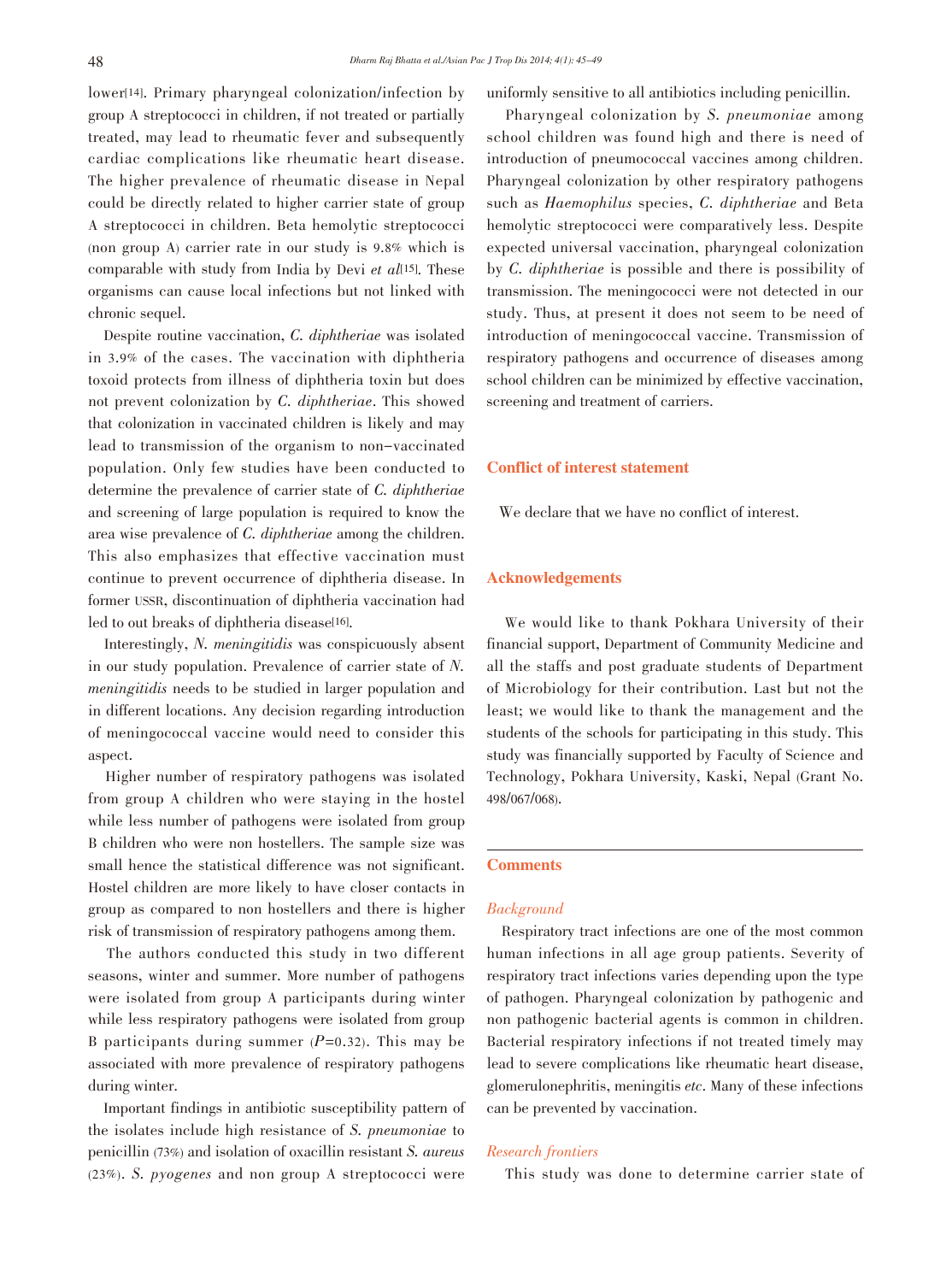lower[14]. Primary pharyngeal colonization/infection by group A streptococci in children, if not treated or partially treated, may lead to rheumatic fever and subsequently cardiac complications like rheumatic heart disease. The higher prevalence of rheumatic disease in Nepal could be directly related to higher carrier state of group A streptococci in children. Beta hemolytic streptococci (non group A) carrier rate in our study is 9.8% which is comparable with study from India by Devi *et al*[15]. These organisms can cause local infections but not linked with chronic sequel.

Despite routine vaccination, *C. diphtheriae* was isolated in 3.9% of the cases. The vaccination with diphtheria toxoid protects from illness of diphtheria toxin but does not prevent colonization by *C. diphtheriae*. This showed that colonization in vaccinated children is likely and may lead to transmission of the organism to non-vaccinated population. Only few studies have been conducted to determine the prevalence of carrier state of *C. diphtheriae* and screening of large population is required to know the area wise prevalence of *C. diphtheriae* among the children. This also emphasizes that effective vaccination must continue to prevent occurrence of diphtheria disease. In former USSR, discontinuation of diphtheria vaccination had led to out breaks of diphtheria disease[16].

Interestingly, *N. meningitidis* was conspicuously absent in our study population. Prevalence of carrier state of *N. meningitidis* needs to be studied in larger population and in different locations. Any decision regarding introduction of meningococcal vaccine would need to consider this aspect.

Higher number of respiratory pathogens was isolated from group A children who were staying in the hostel while less number of pathogens were isolated from group B children who were non hostellers. The sample size was small hence the statistical difference was not significant. Hostel children are more likely to have closer contacts in group as compared to non hostellers and there is higher risk of transmission of respiratory pathogens among them.

The authors conducted this study in two different seasons, winter and summer. More number of pathogens were isolated from group A participants during winter while less respiratory pathogens were isolated from group B participants during summer ($P$=0.32). This may be associated with more prevalence of respiratory pathogens during winter.

Important findings in antibiotic susceptibility pattern of the isolates include high resistance of *S. pneumoniae* to penicillin (73%) and isolation of oxacillin resistant *S. aureus* (23%). *S. pyogenes* and non group A streptococci were uniformly sensitive to all antibiotics including penicillin.

Pharyngeal colonization by *S. pneumoniae* among school children was found high and there is need of introduction of pneumococcal vaccines among children. Pharyngeal colonization by other respiratory pathogens such as *Haemophilus* species, *C. diphtheriae* and Beta hemolytic streptococci were comparatively less. Despite expected universal vaccination, pharyngeal colonization by *C. diphtheriae* is possible and there is possibility of transmission. The meningococci were not detected in our study. Thus, at present it does not seem to be need of introduction of meningococcal vaccine. Transmission of respiratory pathogens and occurrence of diseases among school children can be minimized by effective vaccination, screening and treatment of carriers.

## Conflict of interest statement

We declare that we have no conflict of interest.

## Acknowledgements

We would like to thank Pokhara University of their financial support, Department of Community Medicine and all the staffs and post graduate students of Department of Microbiology for their contribution. Last but not the least; we would like to thank the management and the students of the schools for participating in this study. This study was financially supported by Faculty of Science and Technology, Pokhara University, Kaski, Nepal (Grant No. 498/067/068).

## Comments

### *Background*

Respiratory tract infections are one of the most common human infections in all age group patients. Severity of respiratory tract infections varies depending upon the type of pathogen. Pharyngeal colonization by pathogenic and non pathogenic bacterial agents is common in children. Bacterial respiratory infections if not treated timely may lead to severe complications like rheumatic heart disease, glomerulonephritis, meningitis *etc*. Many of these infections can be prevented by vaccination.

### *Research frontiers*

This study was done to determine carrier state of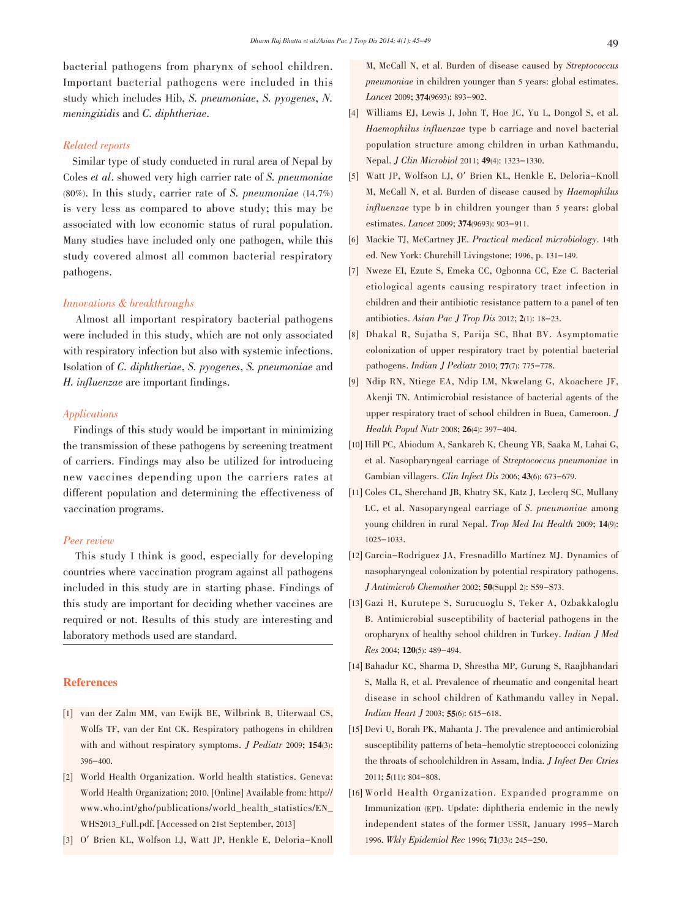bacterial pathogens from pharynx of school children. Important bacterial pathogens were included in this study which includes Hib, *S. pneumoniae*, *S. pyogenes*, *N. meningitidis* and *C. diphtheriae*.

### *Related reports*

Similar type of study conducted in rural area of Nepal by Coles *et al*. showed very high carrier rate of *S. pneumoniae* (80%). In this study, carrier rate of *S. pneumoniae* (14.7%) is very less as compared to above study; this may be associated with low economic status of rural population. Many studies have included only one pathogen, while this study covered almost all common bacterial respiratory pathogens.

### *Innovations & breakthroughs*

Almost all important respiratory bacterial pathogens were included in this study, which are not only associated with respiratory infection but also with systemic infections. Isolation of *C. diphtheriae*, *S. pyogenes*, *S. pneumoniae* and *H. influenzae* are important findings.

### *Applications*

Findings of this study would be important in minimizing the transmission of these pathogens by screening treatment of carriers. Findings may also be utilized for introducing new vaccines depending upon the carriers rates at different population and determining the effectiveness of vaccination programs.

### *Peer review*

This study I think is good, especially for developing countries where vaccination program against all pathogens included in this study are in starting phase. Findings of this study are important for deciding whether vaccines are required or not. Results of this study are interesting and laboratory methods used are standard.

## References

[1] van der Zalm MM, van Ewijk BE, Wilbrink B, Uiterwaal CS, Wolfs TF, van der Ent CK. Respiratory pathogens in children with and without respiratory symptoms. *J Pediatr* 2009; **154**(3): 396–400.

[2] World Health Organization. World health statistics. Geneva: World Health Organization; 2010. [Online] Available from: http://www.who.int/gho/publications/world_health_statistics/EN_WHS2013_Full.pdf. [Accessed on 21st September, 2013]

[3] O′ Brien KL, Wolfson LJ, Watt JP, Henkle E, Deloria–Knoll M, McCall N, et al. Burden of disease caused by *Streptococcus pneumoniae* in children younger than 5 years: global estimates. *Lancet* 2009; **374**(9693): 893–902.

[4] Williams EJ, Lewis J, John T, Hoe JC, Yu L, Dongol S, et al. *Haemophilus influenzae* type b carriage and novel bacterial population structure among children in urban Kathmandu, Nepal. *J Clin Microbiol* 2011; **49**(4): 1323–1330.

[5] Watt JP, Wolfson LJ, O′ Brien KL, Henkle E, Deloria–Knoll M, McCall N, et al. Burden of disease caused by *Haemophilus influenzae* type b in children younger than 5 years: global estimates. *Lancet* 2009; **374**(9693): 903–911.

[6] Mackie TJ, McCartney JE. *Practical medical microbiology*. 14th ed. New York: Churchill Livingstone; 1996, p. 131–149.

[7] Nweze EI, Ezute S, Emeka CC, Ogbonna CC, Eze C. Bacterial etiological agents causing respiratory tract infection in children and their antibiotic resistance pattern to a panel of ten antibiotics. *Asian Pac J Trop Dis* 2012; **2**(1): 18–23.

[8] Dhakal R, Sujatha S, Parija SC, Bhat BV. Asymptomatic colonization of upper respiratory tract by potential bacterial pathogens. *Indian J Pediatr* 2010; **77**(7): 775–778.

[9] Ndip RN, Ntiege EA, Ndip LM, Nkwelang G, Akoachere JF, Akenji TN. Antimicrobial resistance of bacterial agents of the upper respiratory tract of school children in Buea, Cameroon. *J Health Popul Nutr* 2008; **26**(4): 397–404.

[10] Hill PC, Abiodum A, Sankareh K, Cheung YB, Saaka M, Lahai G, et al. Nasopharyngeal carriage of *Streptococcus pneumoniae* in Gambian villagers. *Clin Infect Dis* 2006; **43**(6): 673–679.

[11] Coles CL, Sherchand JB, Khatry SK, Katz J, Leclerq SC, Mullany LC, et al. Nasoparyngeal carriage of *S. pneumoniae* among young children in rural Nepal. *Trop Med Int Health* 2009; **14**(9): 1025–1033.

[12] Garcia–Rodriguez JA, Fresnadillo Martínez MJ. Dynamics of nasopharyngeal colonization by potential respiratory pathogens. *J Antimicrob Chemother* 2002; **50**(Suppl 2): S59–S73.

[13] Gazi H, Kurutepe S, Surucuoglu S, Teker A, Ozbakkaloglu B. Antimicrobial susceptibility of bacterial pathogens in the oropharynx of healthy school children in Turkey. *Indian J Med Res* 2004; **120**(5): 489–494.

[14] Bahadur KC, Sharma D, Shrestha MP, Gurung S, Raajbhandari S, Malla R, et al. Prevalence of rheumatic and congenital heart disease in school children of Kathmandu valley in Nepal. *Indian Heart J* 2003; **55**(6): 615–618.

[15] Devi U, Borah PK, Mahanta J. The prevalence and antimicrobial susceptibility patterns of beta–hemolytic streptococci colonizing the throats of schoolchildren in Assam, India. *J Infect Dev Ctries* 2011; **5**(11): 804–808.

[16] World Health Organization. Expanded programme on Immunization (EPI). Update: diphtheria endemic in the newly independent states of the former USSR, January 1995–March 1996. *Wkly Epidemiol Rec* 1996; **71**(33): 245–250.